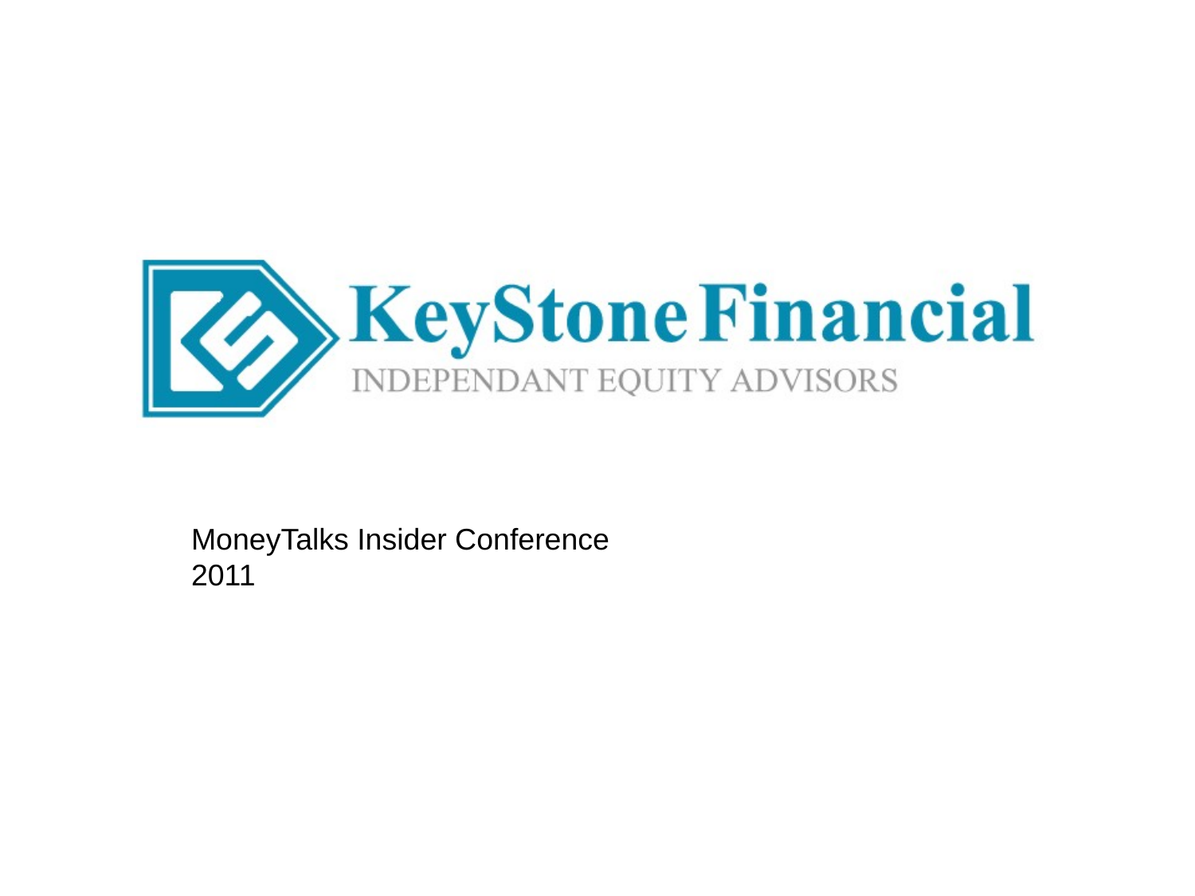# KeyStone Financial

INDEPENDANT EQUITY ADVISORS

MoneyTalks Insider Conference
2011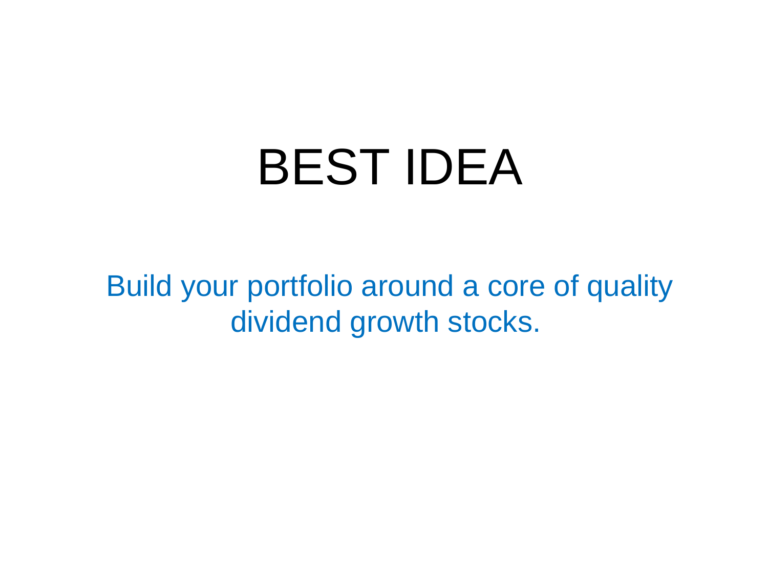# BEST IDEA

Build your portfolio around a core of quality dividend growth stocks.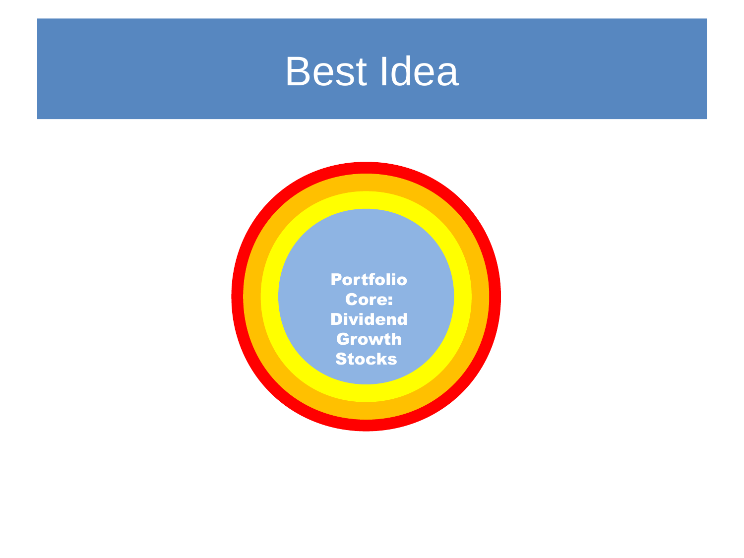# Best Idea

**Portfolio Core: Dividend Growth Stocks**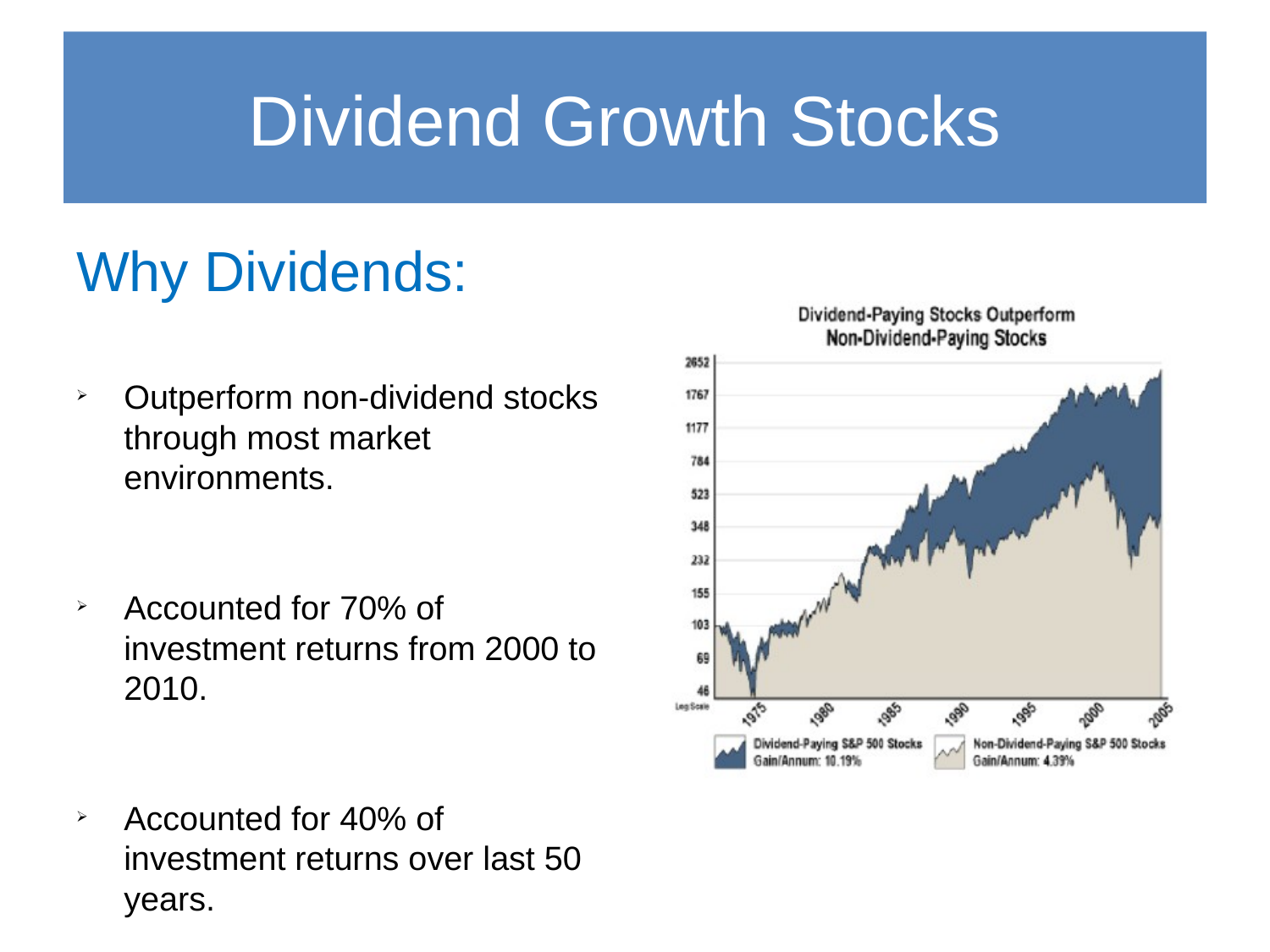# Dividend Growth Stocks

## Why Dividends:

- Outperform non-dividend stocks through most market environments.
- Accounted for 70% of investment returns from 2000 to 2010.
- Accounted for 40% of investment returns over last 50 years.

Dividend-Paying Stocks Outperform Non-Dividend-Paying Stocks

Dividend-Paying S&P 500 Stocks Gain/Annum: 10.19%

Non-Dividend-Paying S&P 500 Stocks Gain/Annum: 4.39%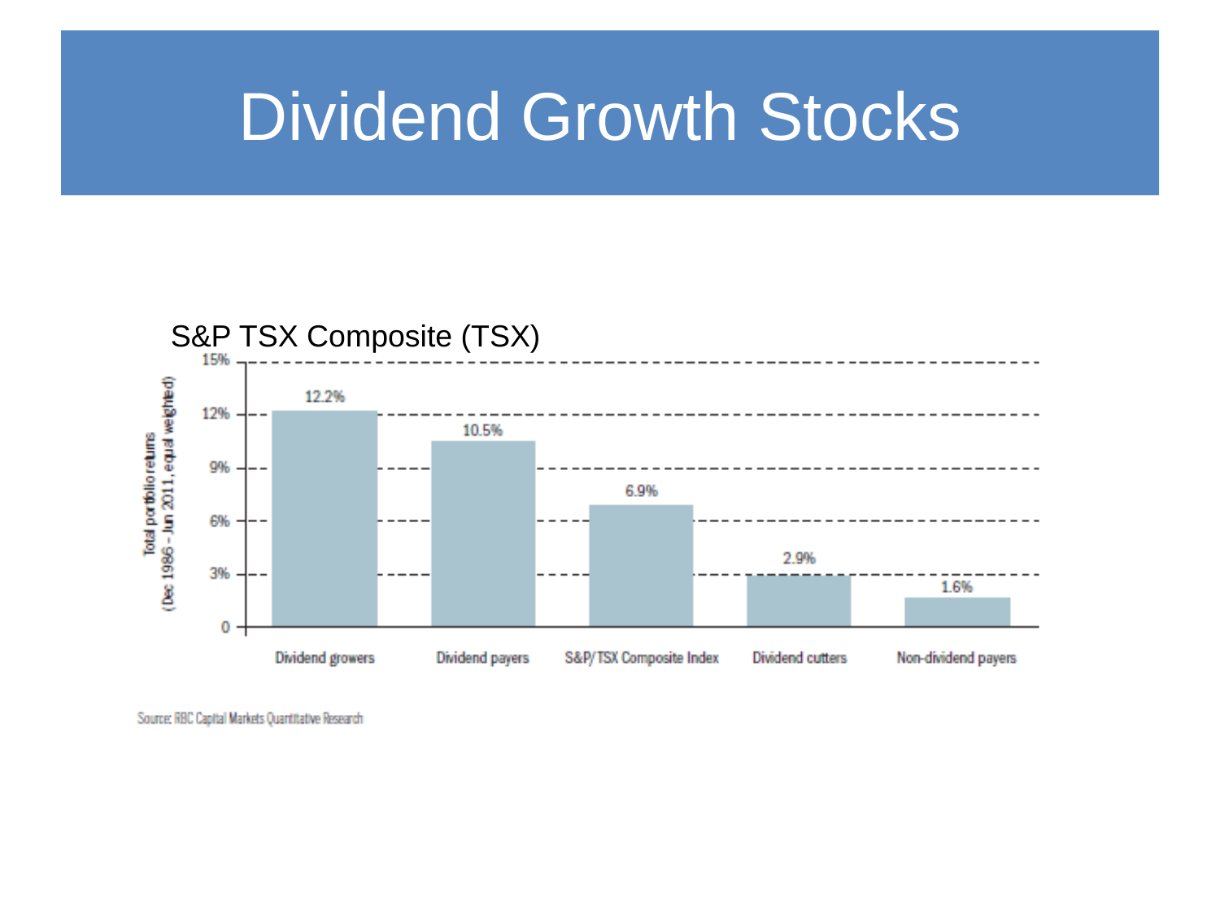# Dividend Growth Stocks

S&P TSX Composite (TSX)

| Category | Total portfolio returns (Dec 1986 – Jun 2011, equal weighted) |
| --- | --- |
| Dividend growers | 12.2% |
| Dividend payers | 10.5% |
| S&P/TSX Composite Index | 6.9% |
| Dividend cutters | 2.9% |
| Non-dividend payers | 1.6% |

Source: RBC Capital Markets Quantitative Research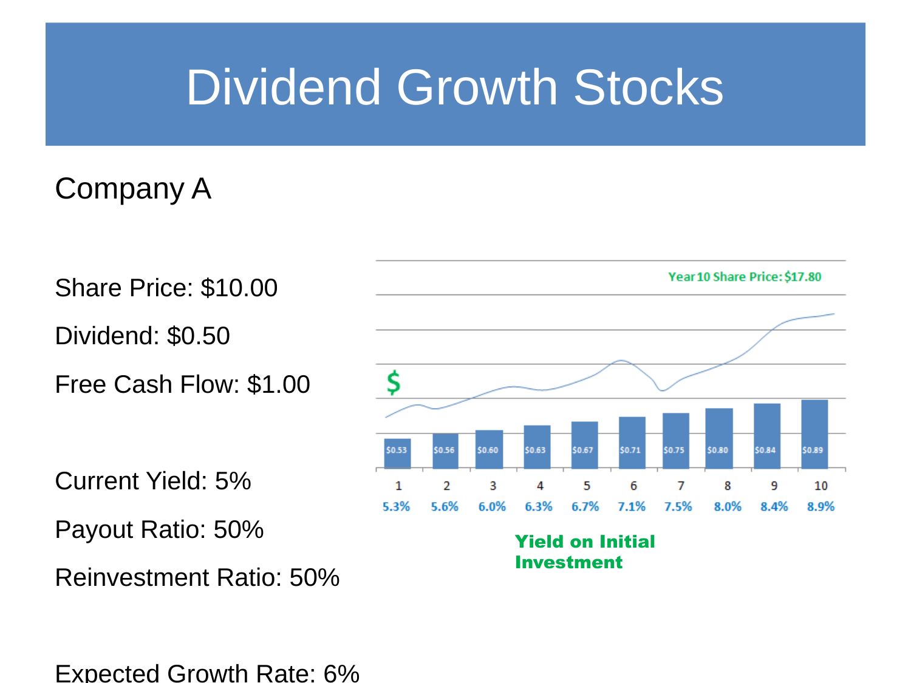# Dividend Growth Stocks

Company A

Share Price: $10.00

Dividend: $0.50

Free Cash Flow: $1.00

Current Yield: 5%

Payout Ratio: 50%

Reinvestment Ratio: 50%

Expected Growth Rate: 6%

Year 10 Share Price: $17.80

| Year | 1 | 2 | 3 | 4 | 5 | 6 | 7 | 8 | 9 | 10 |
|---|---|---|---|---|---|---|---|---|---|---|
| Dividend | $0.53 | $0.56 | $0.60 | $0.63 | $0.67 | $0.71 | $0.75 | $0.80 | $0.84 | $0.89 |
| Yield on Initial Investment | 5.3% | 5.6% | 6.0% | 6.3% | 6.7% | 7.1% | 7.5% | 8.0% | 8.4% | 8.9% |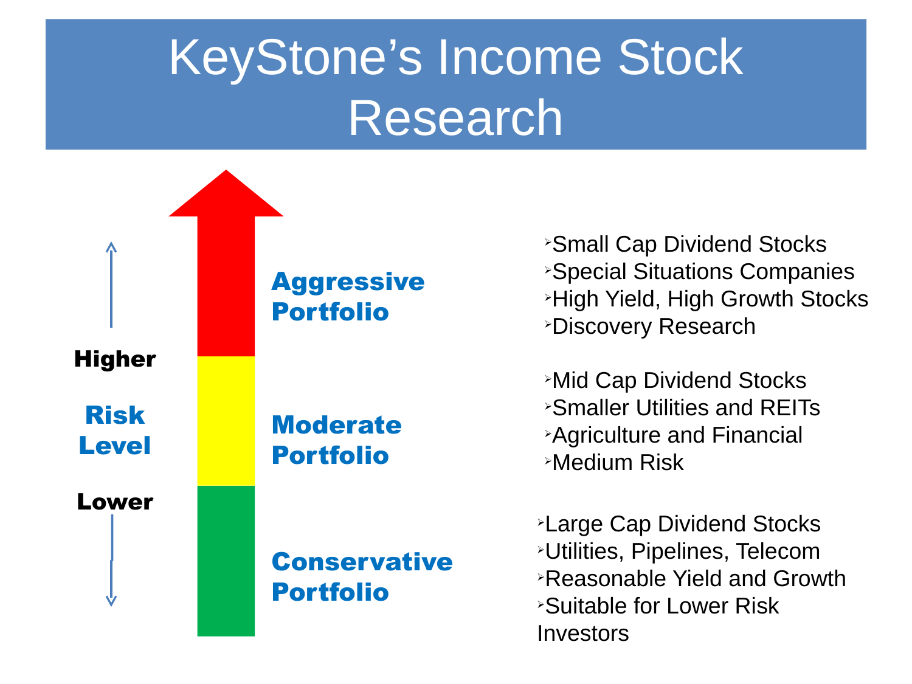# KeyStone's Income Stock Research

Higher

Risk Level

Lower

**Aggressive Portfolio**

- Small Cap Dividend Stocks
- Special Situations Companies
- High Yield, High Growth Stocks
- Discovery Research

**Moderate Portfolio**

- Mid Cap Dividend Stocks
- Smaller Utilities and REITs
- Agriculture and Financial
- Medium Risk

**Conservative Portfolio**

- Large Cap Dividend Stocks
- Utilities, Pipelines, Telecom
- Reasonable Yield and Growth
- Suitable for Lower Risk Investors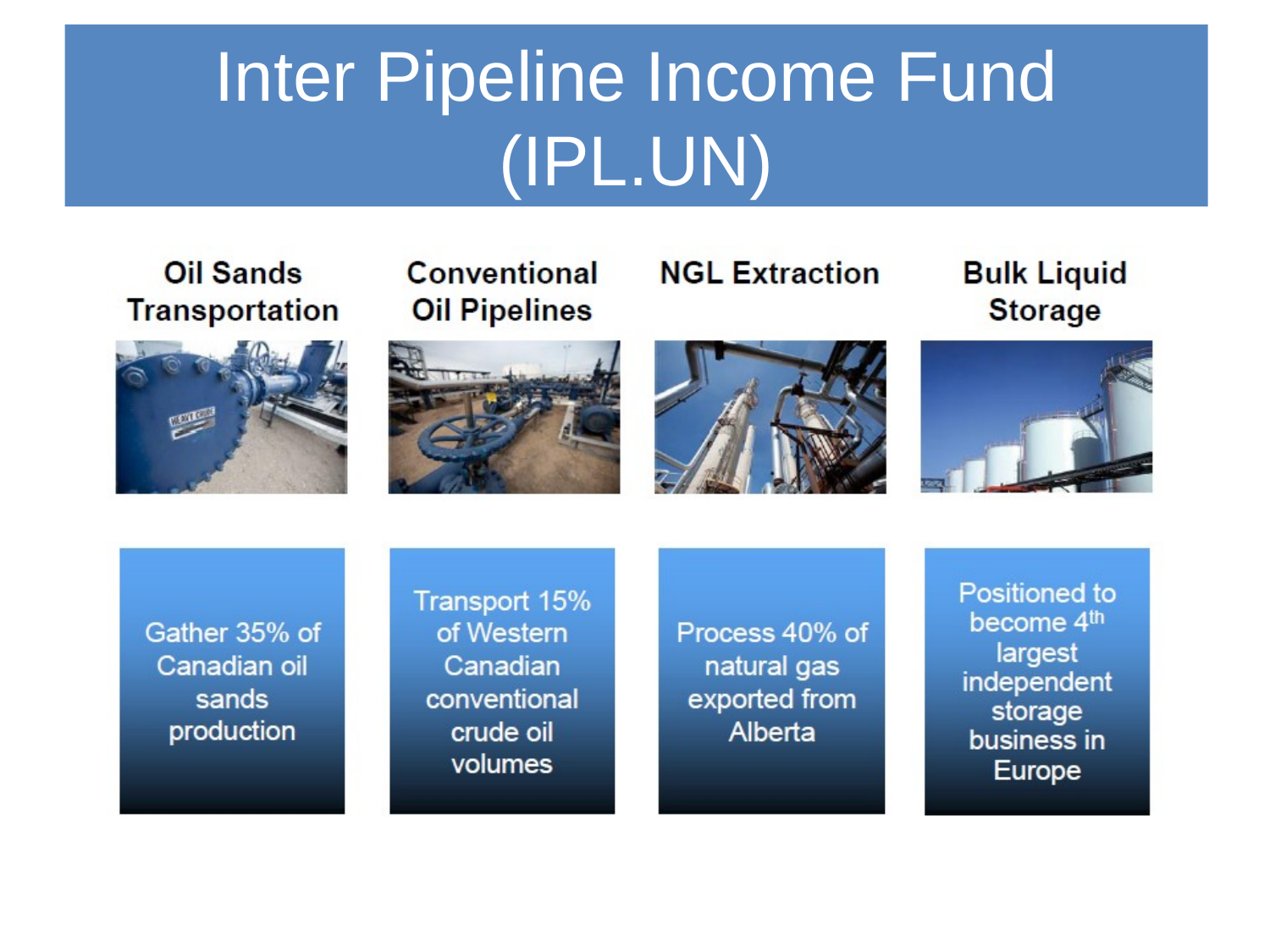# Inter Pipeline Income Fund (IPL.UN)

| Oil Sands Transportation | Conventional Oil Pipelines | NGL Extraction | Bulk Liquid Storage |
| --- | --- | --- | --- |
| Gather 35% of Canadian oil sands production | Transport 15% of Western Canadian conventional crude oil volumes | Process 40% of natural gas exported from Alberta | Positioned to become 4th largest independent storage business in Europe |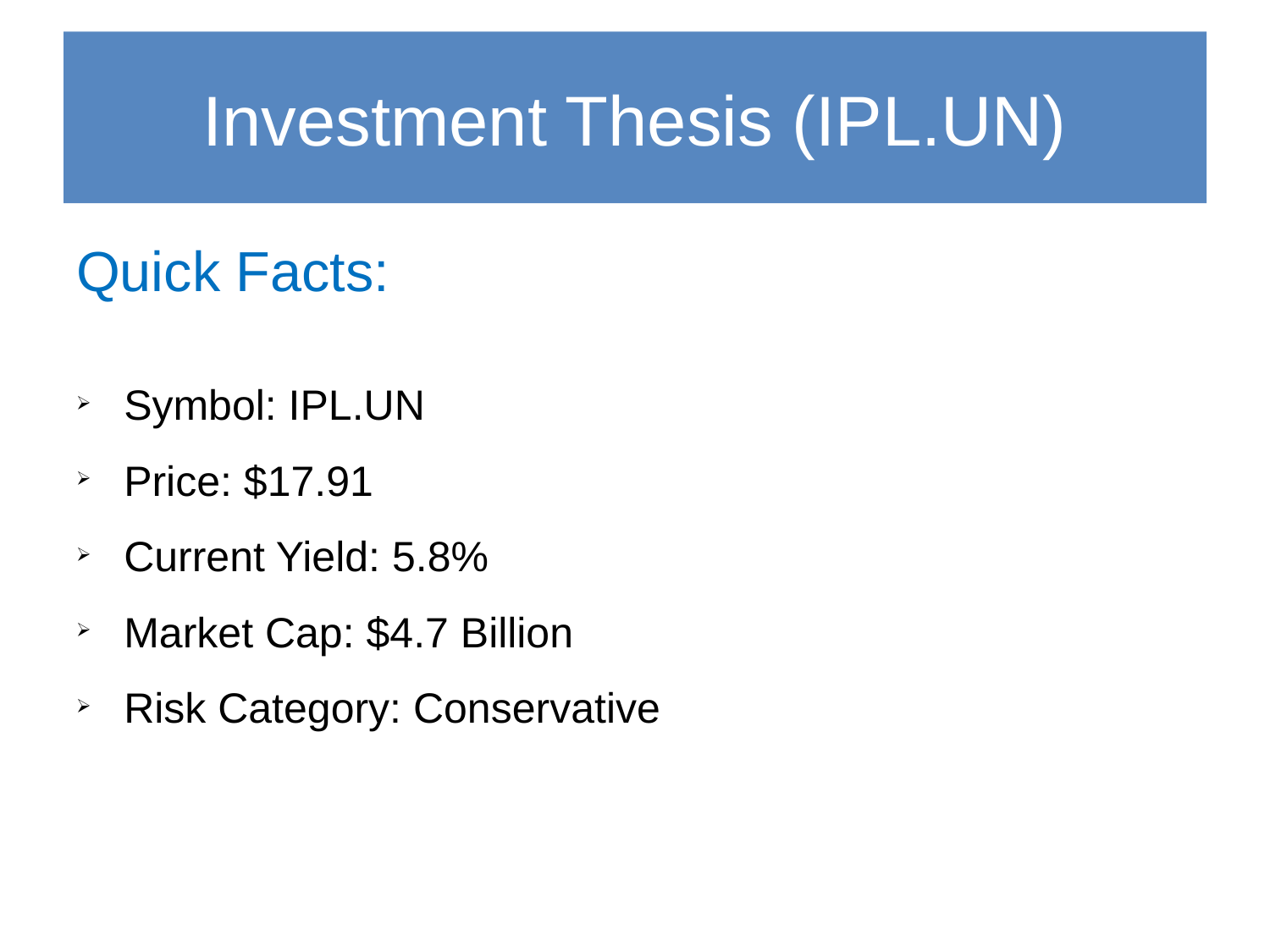# Investment Thesis (IPL.UN)

## Quick Facts:

- Symbol: IPL.UN
- Price: $17.91
- Current Yield: 5.8%
- Market Cap: $4.7 Billion
- Risk Category: Conservative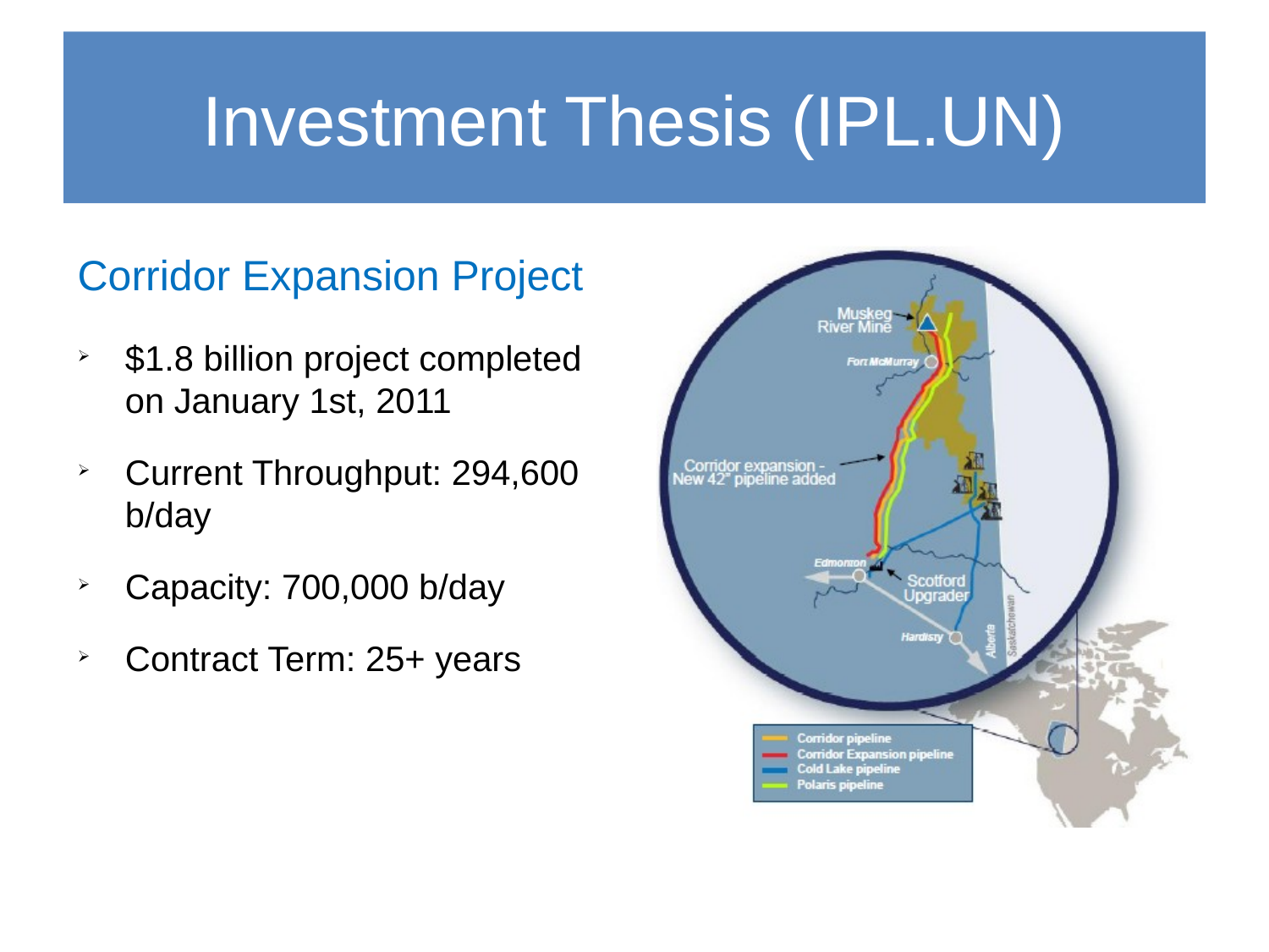# Investment Thesis (IPL.UN)

## Corridor Expansion Project

- $1.8 billion project completed on January 1st, 2011
- Current Throughput: 294,600 b/day
- Capacity: 700,000 b/day
- Contract Term: 25+ years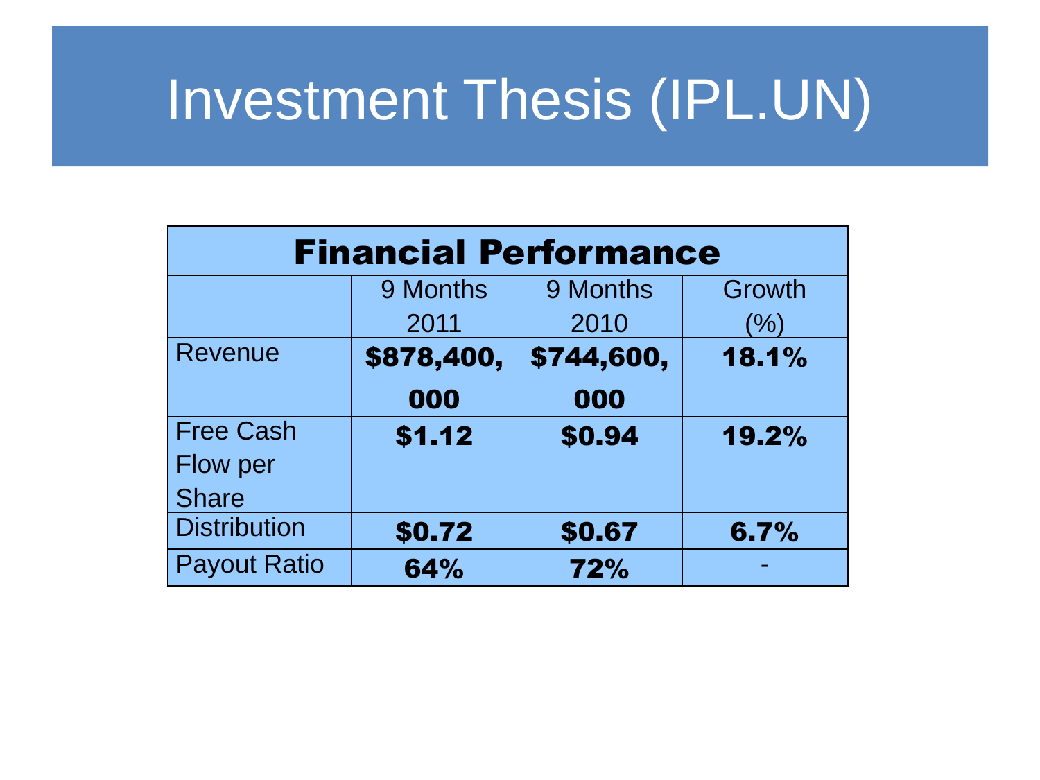# Investment Thesis (IPL.UN)

| Financial Performance | | | |
|---|---|---|---|
| | 9 Months 2011 | 9 Months 2010 | Growth (%) |
| Revenue | **$878,400,000** | **$744,600,000** | **18.1%** |
| Free Cash Flow per Share | **$1.12** | **$0.94** | **19.2%** |
| Distribution | **$0.72** | **$0.67** | **6.7%** |
| Payout Ratio | **64%** | **72%** | - |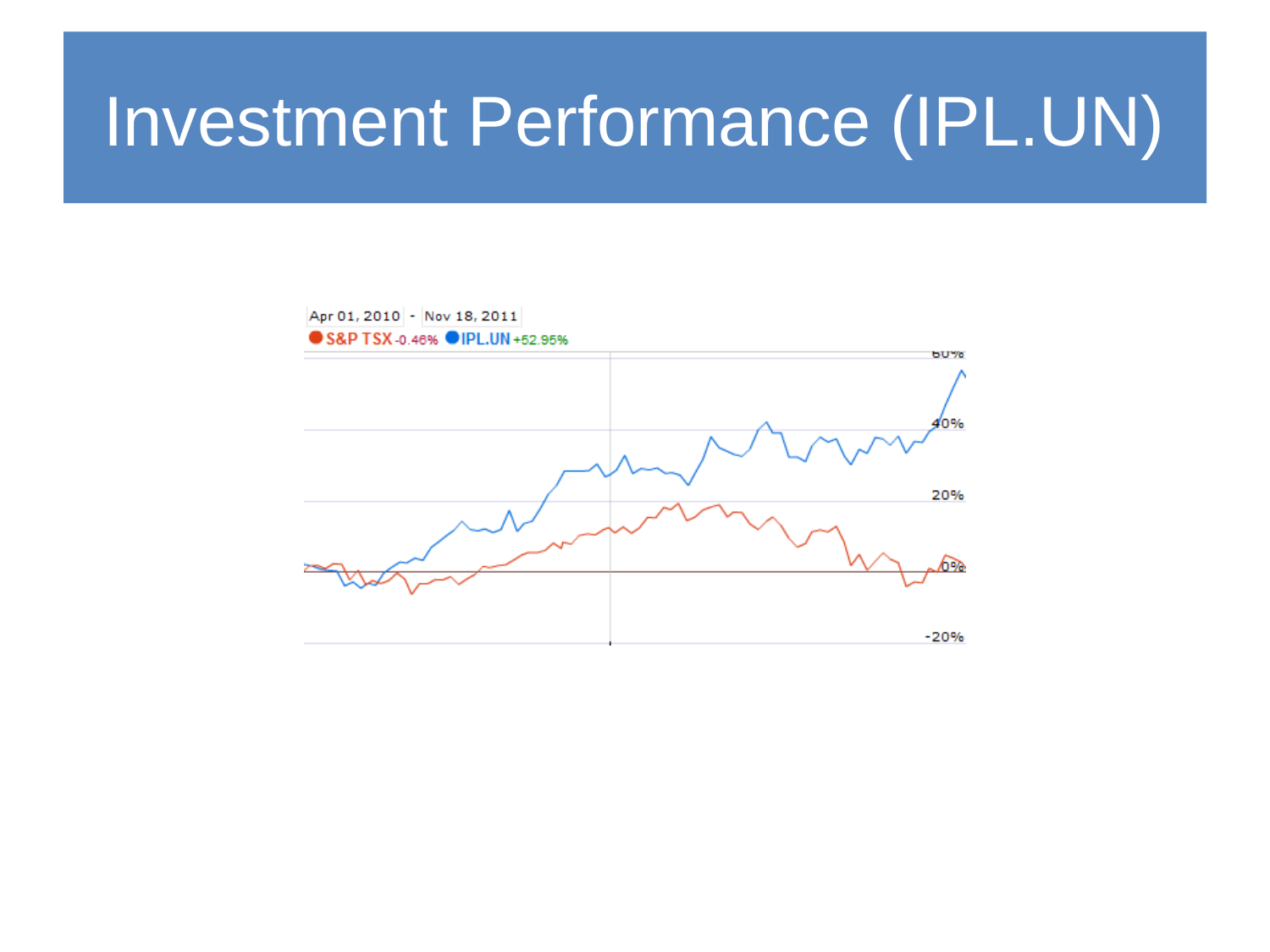# Investment Performance (IPL.UN)

Apr 01, 2010 - Nov 18, 2011

S&P TSX -0.46% IPL.UN +52.95%

60%

40%

20%

0%

-20%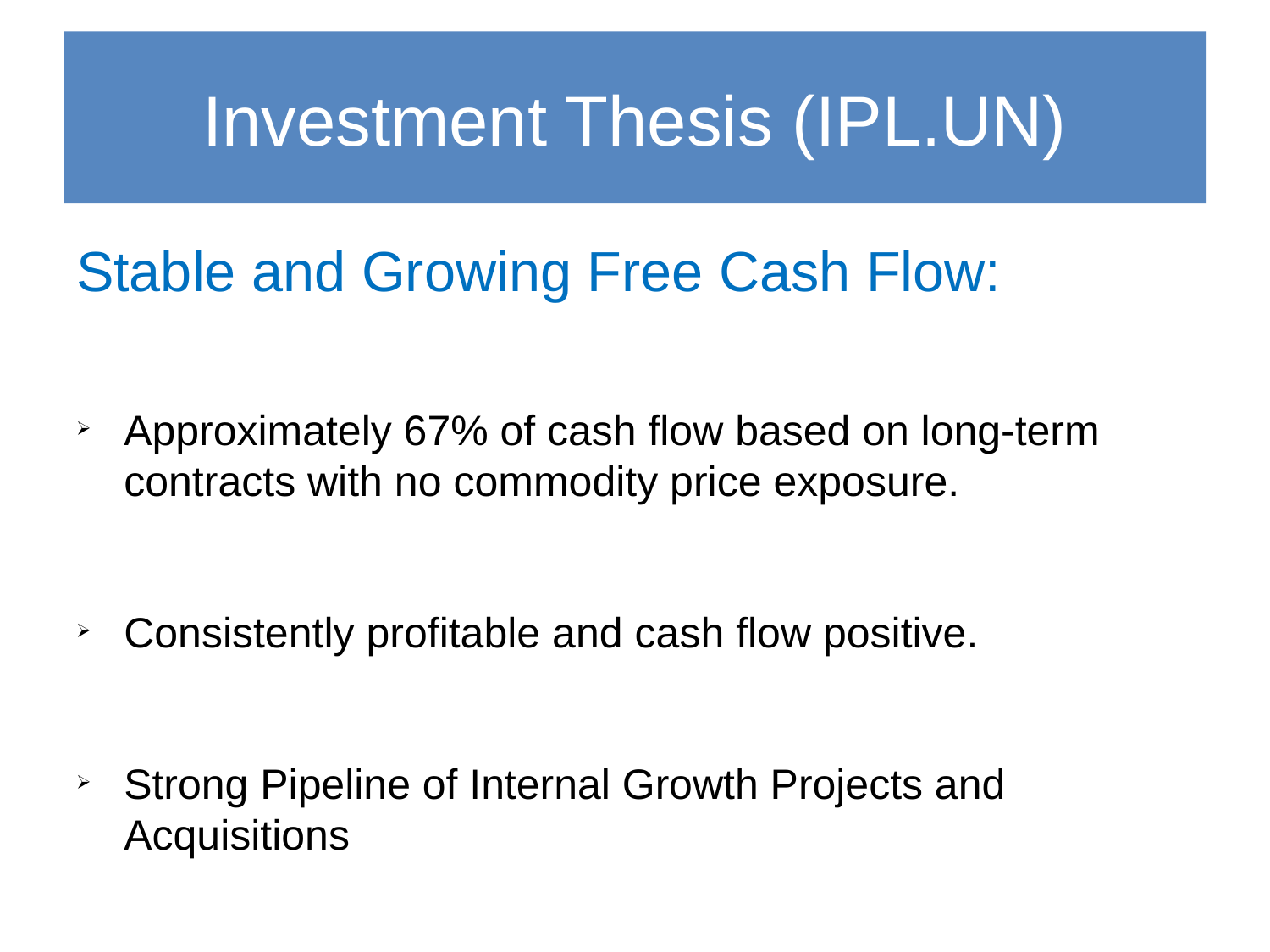# Investment Thesis (IPL.UN)

## Stable and Growing Free Cash Flow:

- Approximately 67% of cash flow based on long-term contracts with no commodity price exposure.
- Consistently profitable and cash flow positive.
- Strong Pipeline of Internal Growth Projects and Acquisitions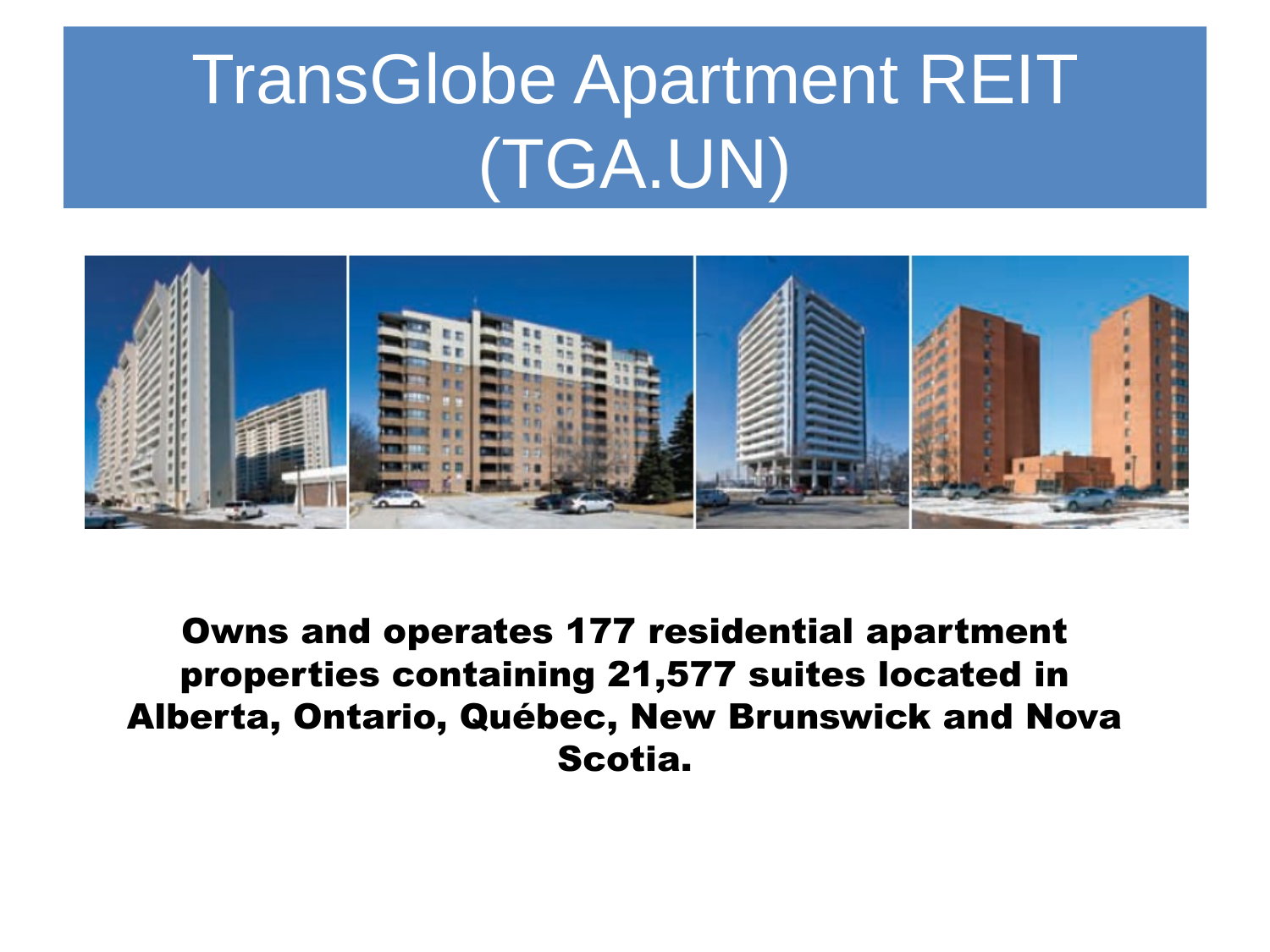# TransGlobe Apartment REIT (TGA.UN)

**Owns and operates 177 residential apartment properties containing 21,577 suites located in Alberta, Ontario, Québec, New Brunswick and Nova Scotia.**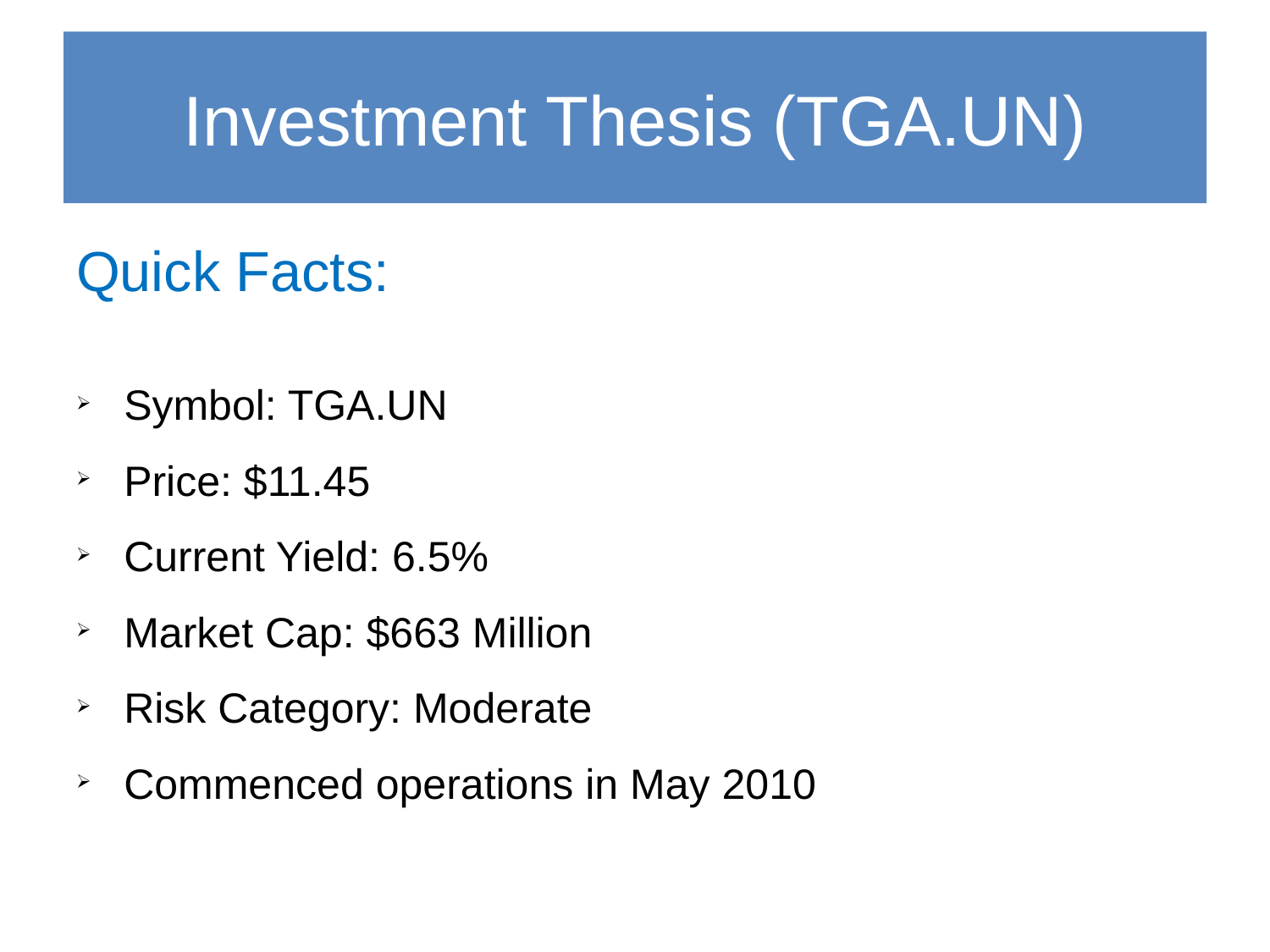# Investment Thesis (TGA.UN)

## Quick Facts:

- Symbol: TGA.UN
- Price: $11.45
- Current Yield: 6.5%
- Market Cap: $663 Million
- Risk Category: Moderate
- Commenced operations in May 2010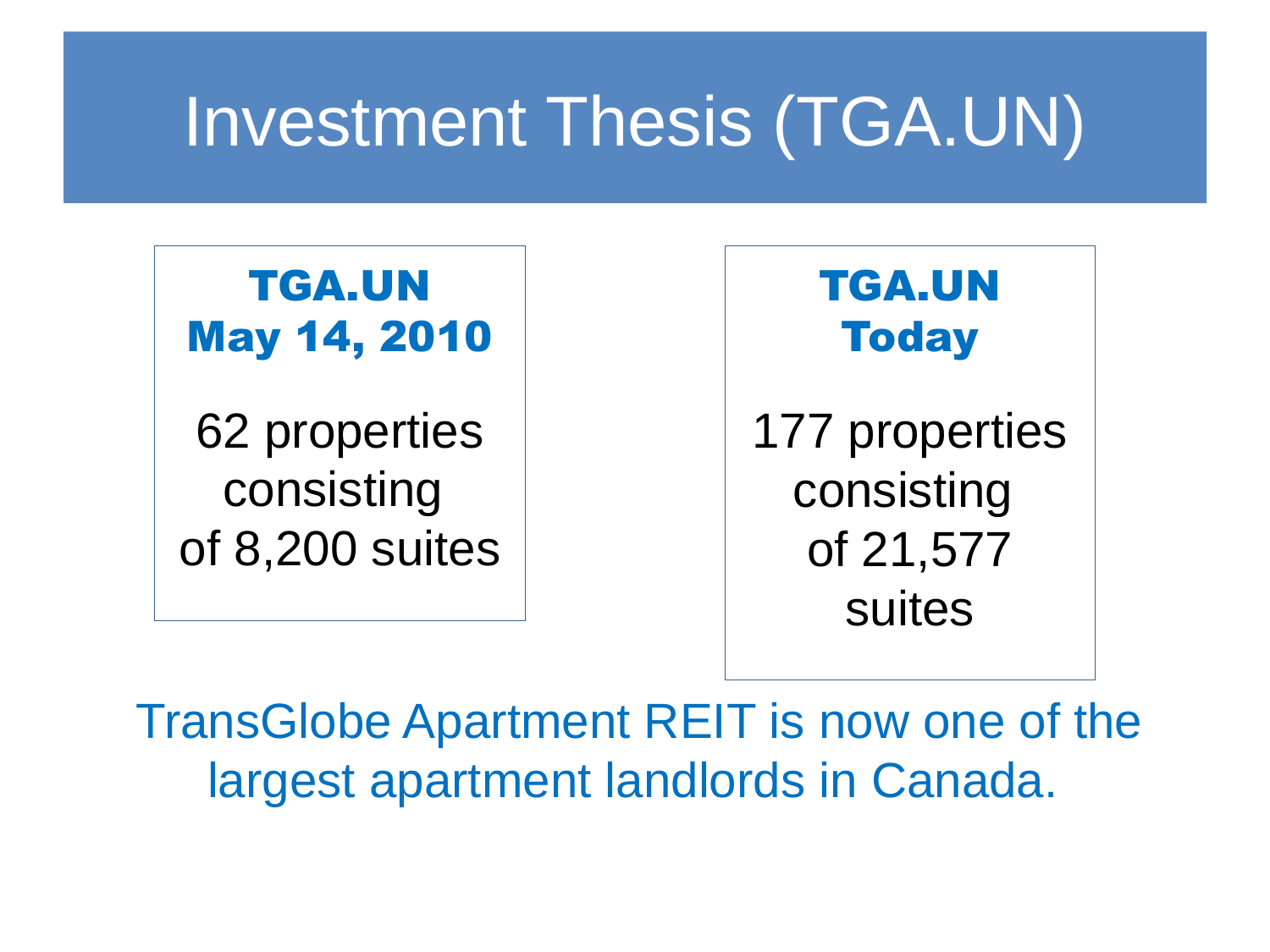# Investment Thesis (TGA.UN)

**TGA.UN**
**May 14, 2010**

62 properties consisting of 8,200 suites

**TGA.UN**
**Today**

177 properties consisting of 21,577 suites

TransGlobe Apartment REIT is now one of the largest apartment landlords in Canada.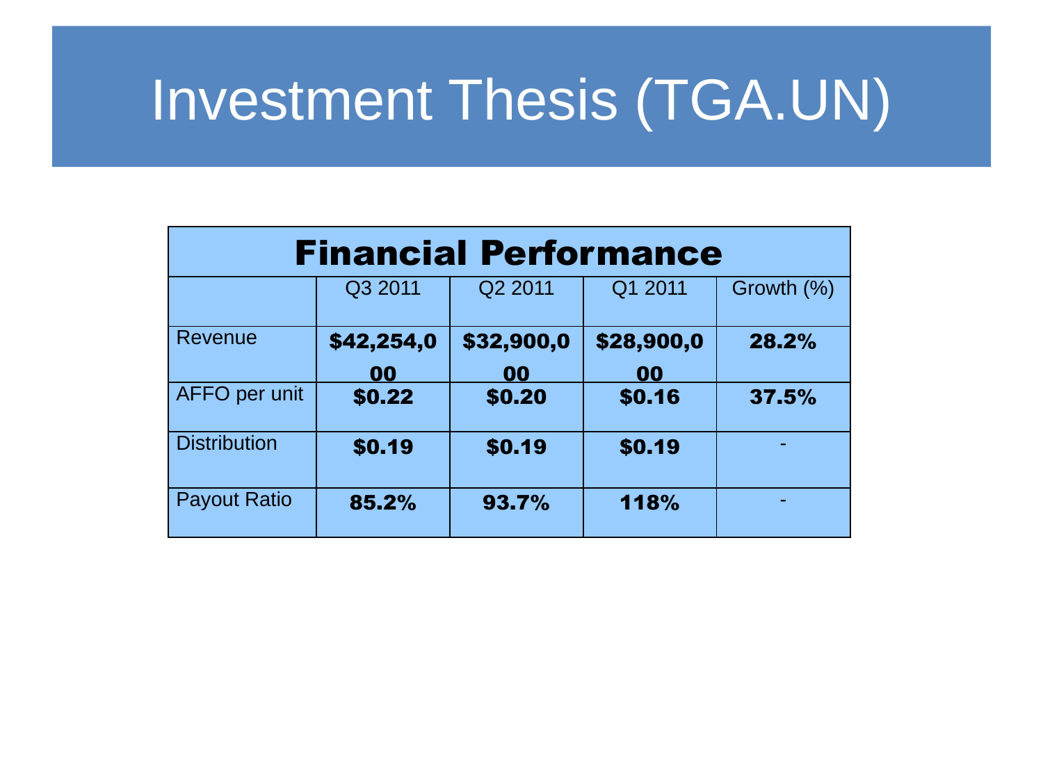# Investment Thesis (TGA.UN)

| Financial Performance | | | | |
|---|---|---|---|---|
| | Q3 2011 | Q2 2011 | Q1 2011 | Growth (%) |
| Revenue | **$42,254,000** | **$32,900,000** | **$28,900,000** | **28.2%** |
| AFFO per unit | **$0.22** | **$0.20** | **$0.16** | **37.5%** |
| Distribution | **$0.19** | **$0.19** | **$0.19** | - |
| Payout Ratio | **85.2%** | **93.7%** | **118%** | - |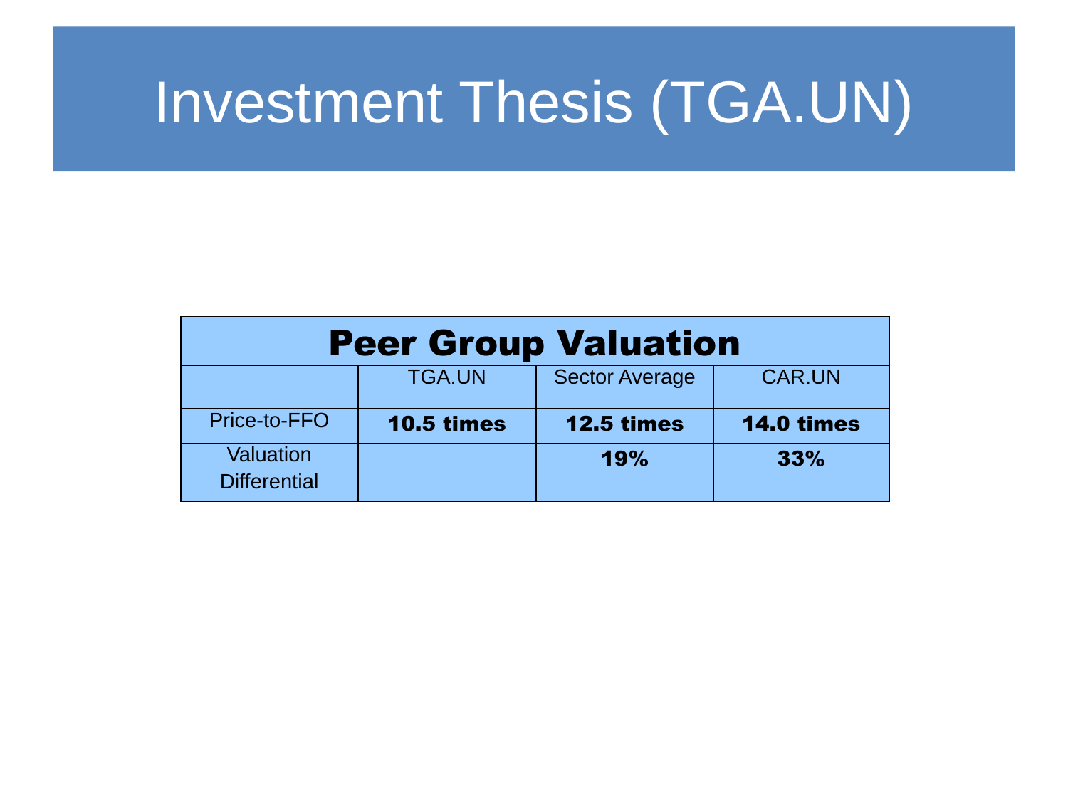# Investment Thesis (TGA.UN)

| Peer Group Valuation | | | |
|---|---|---|---|
| | TGA.UN | Sector Average | CAR.UN |
| Price-to-FFO | **10.5 times** | **12.5 times** | **14.0 times** |
| Valuation Differential | | **19%** | **33%** |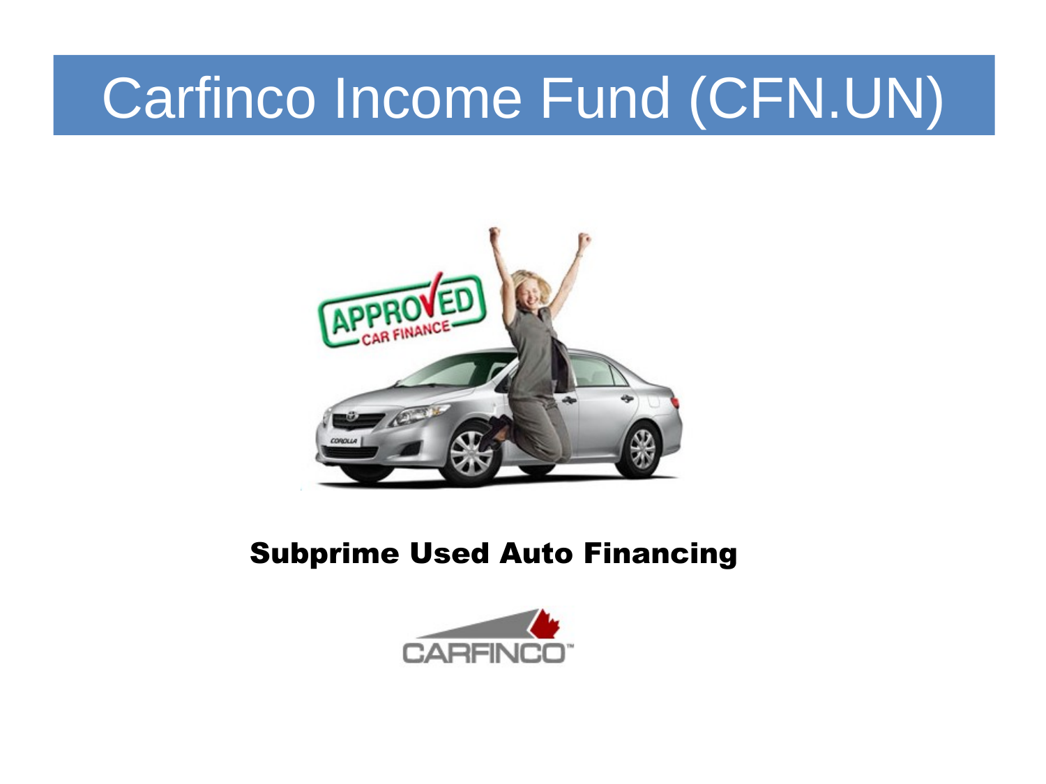# Carfinco Income Fund (CFN.UN)

**Subprime Used Auto Financing**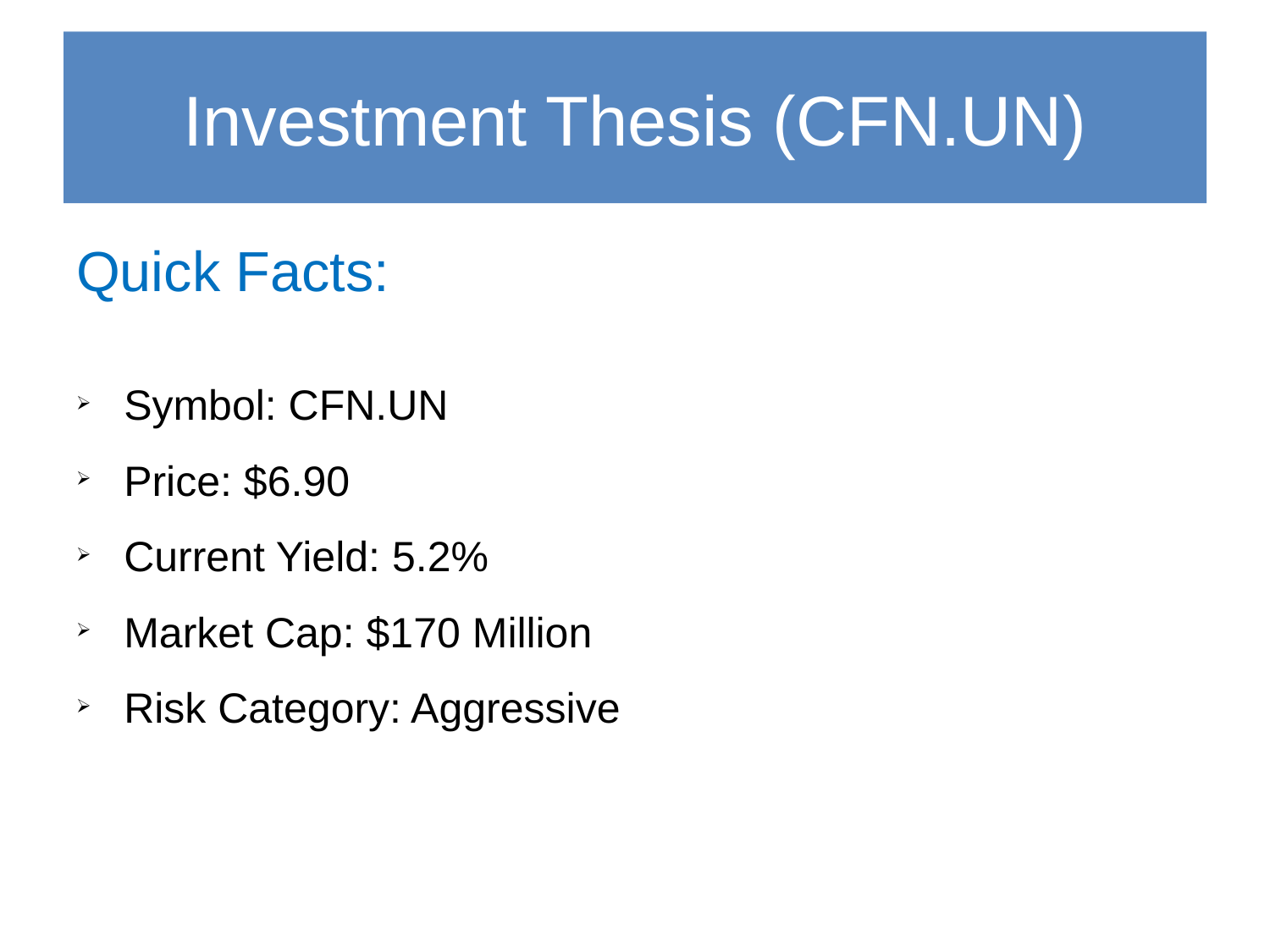# Investment Thesis (CFN.UN)

## Quick Facts:

- Symbol: CFN.UN
- Price: $6.90
- Current Yield: 5.2%
- Market Cap: $170 Million
- Risk Category: Aggressive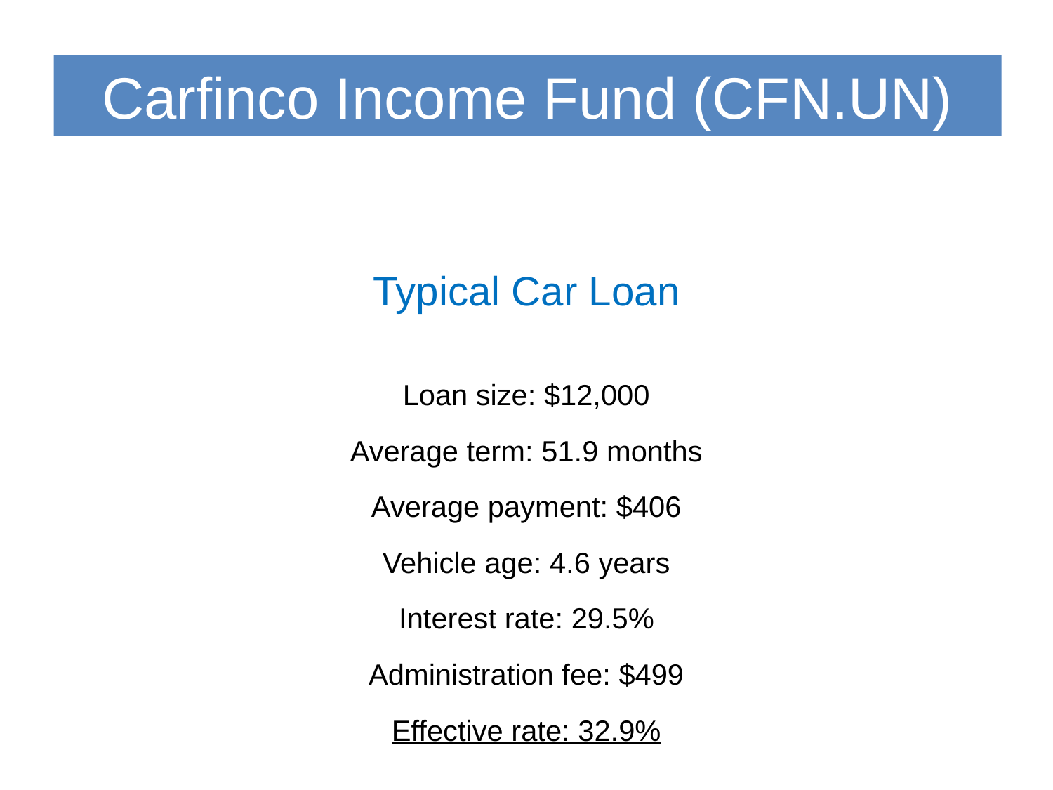# Carfinco Income Fund (CFN.UN)

## Typical Car Loan

Loan size: $12,000

Average term: 51.9 months

Average payment: $406

Vehicle age: 4.6 years

Interest rate: 29.5%

Administration fee: $499

<u>Effective rate: 32.9%</u>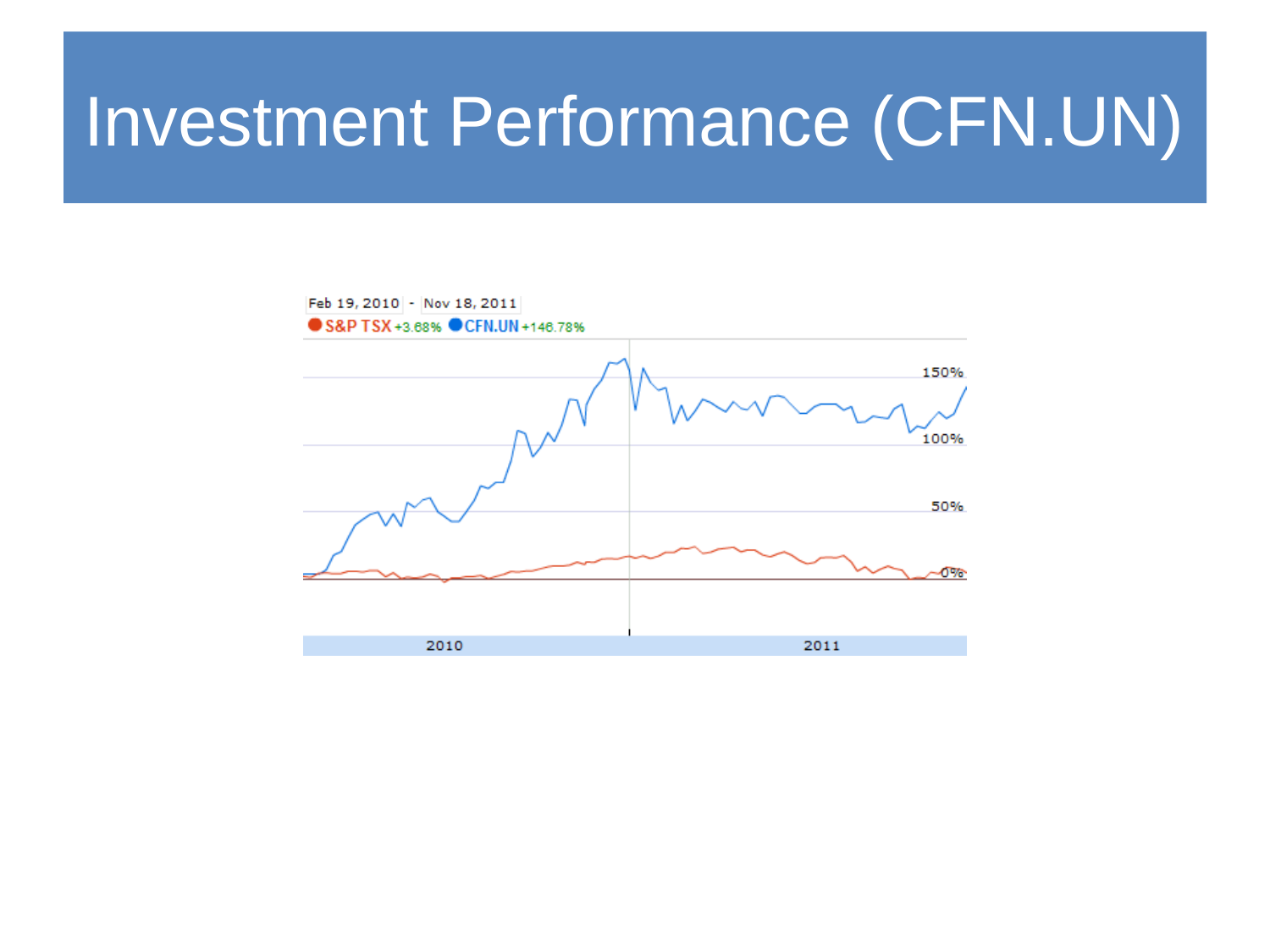# Investment Performance (CFN.UN)

Feb 19, 2010 - Nov 18, 2011

S&P TSX +3.68% CFN.UN +146.78%

150%

100%

50%

0%

2010

2011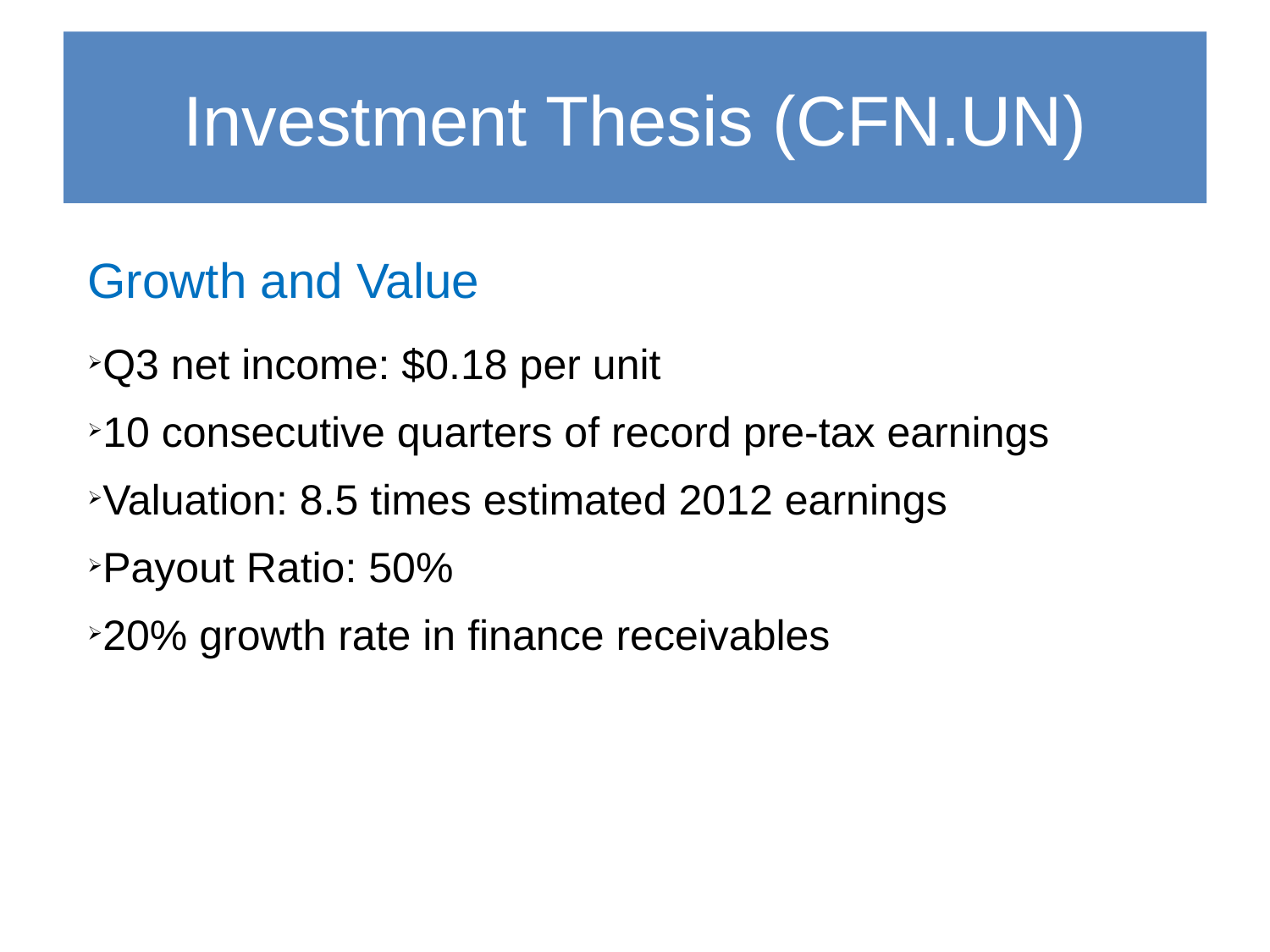# Investment Thesis (CFN.UN)

## Growth and Value

- Q3 net income: $0.18 per unit
- 10 consecutive quarters of record pre-tax earnings
- Valuation: 8.5 times estimated 2012 earnings
- Payout Ratio: 50%
- 20% growth rate in finance receivables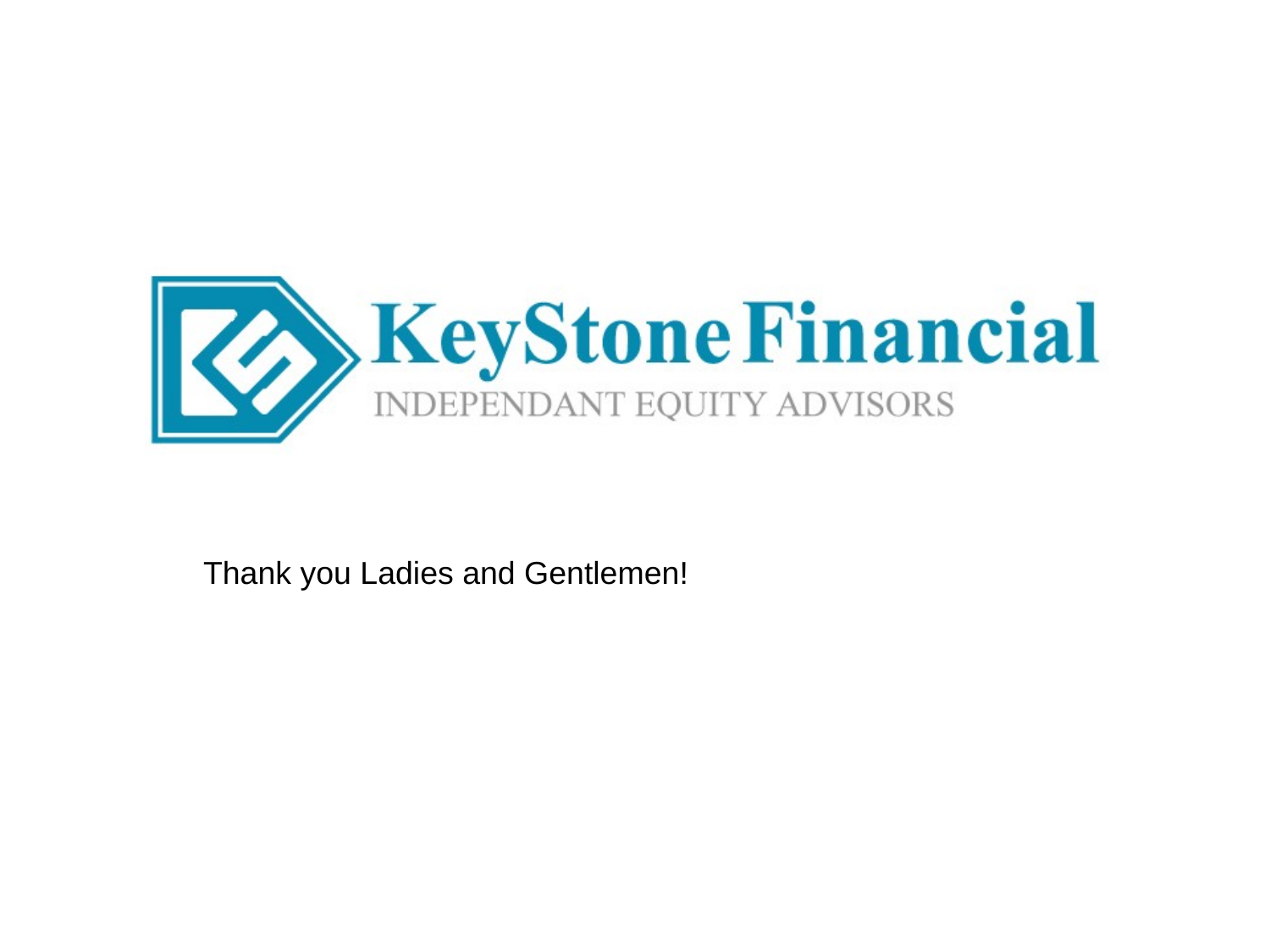KeyStone Financial

INDEPENDANT EQUITY ADVISORS

Thank you Ladies and Gentlemen!